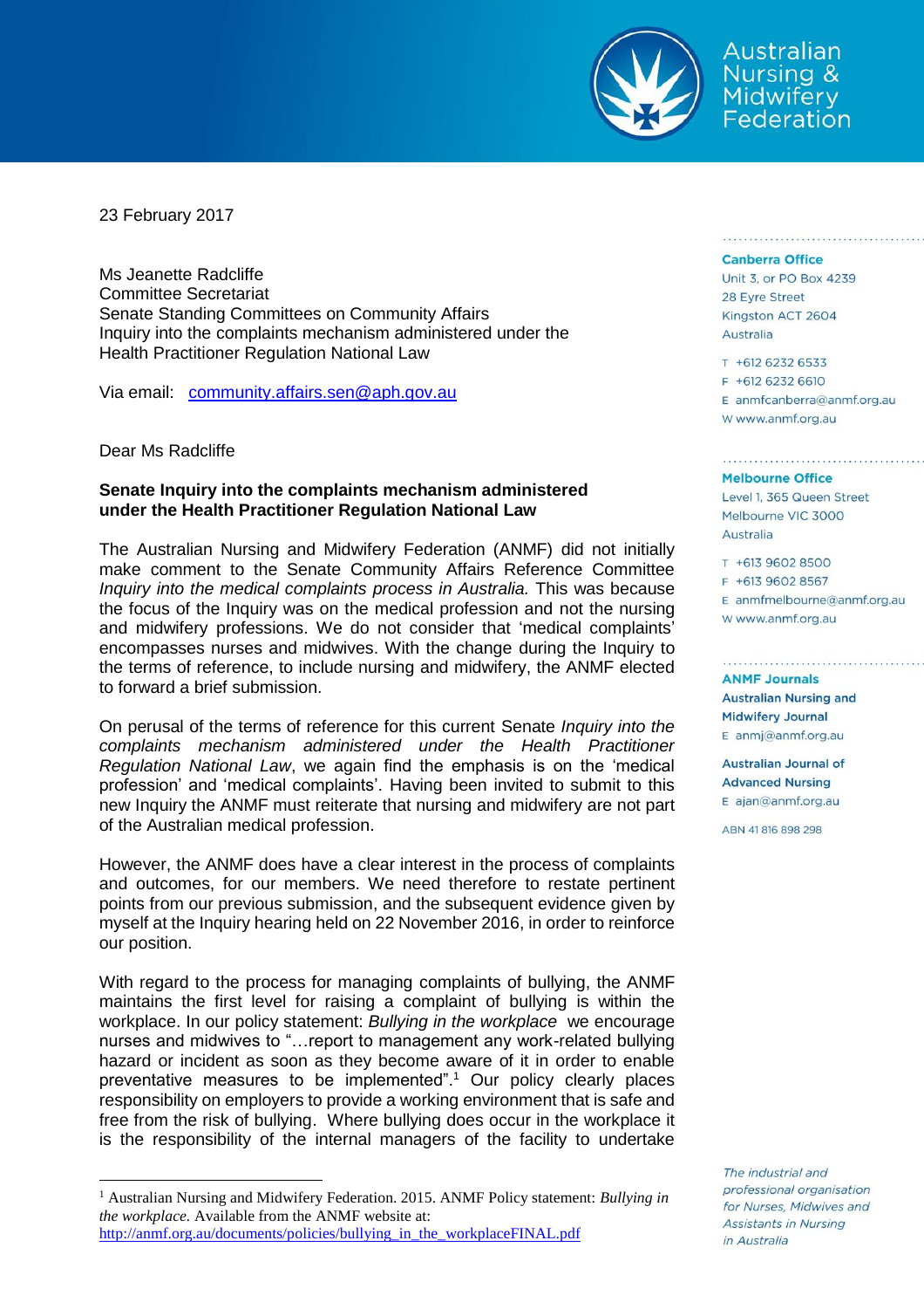Australian Nursing & Midwifery Federation

23 February 2017

Ms Jeanette Radcliffe
Committee Secretariat
Senate Standing Committees on Community Affairs
Inquiry into the complaints mechanism administered under the Health Practitioner Regulation National Law

Via email: [community.affairs.sen@aph.gov.au](mailto:community.affairs.sen@aph.gov.au)

Dear Ms Radcliffe

**Senate Inquiry into the complaints mechanism administered under the Health Practitioner Regulation National Law**

The Australian Nursing and Midwifery Federation (ANMF) did not initially make comment to the Senate Community Affairs Reference Committee *Inquiry into the medical complaints process in Australia.* This was because the focus of the Inquiry was on the medical profession and not the nursing and midwifery professions. We do not consider that 'medical complaints' encompasses nurses and midwives. With the change during the Inquiry to the terms of reference, to include nursing and midwifery, the ANMF elected to forward a brief submission.

On perusal of the terms of reference for this current Senate *Inquiry into the complaints mechanism administered under the Health Practitioner Regulation National Law*, we again find the emphasis is on the 'medical profession' and 'medical complaints'. Having been invited to submit to this new Inquiry the ANMF must reiterate that nursing and midwifery are not part of the Australian medical profession.

However, the ANMF does have a clear interest in the process of complaints and outcomes, for our members. We need therefore to restate pertinent points from our previous submission, and the subsequent evidence given by myself at the Inquiry hearing held on 22 November 2016, in order to reinforce our position.

With regard to the process for managing complaints of bullying, the ANMF maintains the first level for raising a complaint of bullying is within the workplace. In our policy statement: *Bullying in the workplace* we encourage nurses and midwives to "…report to management any work-related bullying hazard or incident as soon as they become aware of it in order to enable preventative measures to be implemented".[1] Our policy clearly places responsibility on employers to provide a working environment that is safe and free from the risk of bullying. Where bullying does occur in the workplace it is the responsibility of the internal managers of the facility to undertake

[1] Australian Nursing and Midwifery Federation. 2015. ANMF Policy statement: *Bullying in the workplace.* Available from the ANMF website at: [http://anmf.org.au/documents/policies/bullying_in_the_workplaceFINAL.pdf](http://anmf.org.au/documents/policies/bullying_in_the_workplaceFINAL.pdf)

**Canberra Office**
Unit 3, or PO Box 4239
28 Eyre Street
Kingston ACT 2604
Australia

T +612 6232 6533
F +612 6232 6610
E anmfcanberra@anmf.org.au
W www.anmf.org.au

**Melbourne Office**
Level 1, 365 Queen Street
Melbourne VIC 3000
Australia

T +613 9602 8500
F +613 9602 8567
E anmfmelbourne@anmf.org.au
W www.anmf.org.au

**ANMF Journals**

**Australian Nursing and Midwifery Journal**
E anmj@anmf.org.au

**Australian Journal of Advanced Nursing**
E ajan@anmf.org.au

ABN 41 816 898 298

*The industrial and professional organisation for Nurses, Midwives and Assistants in Nursing in Australia*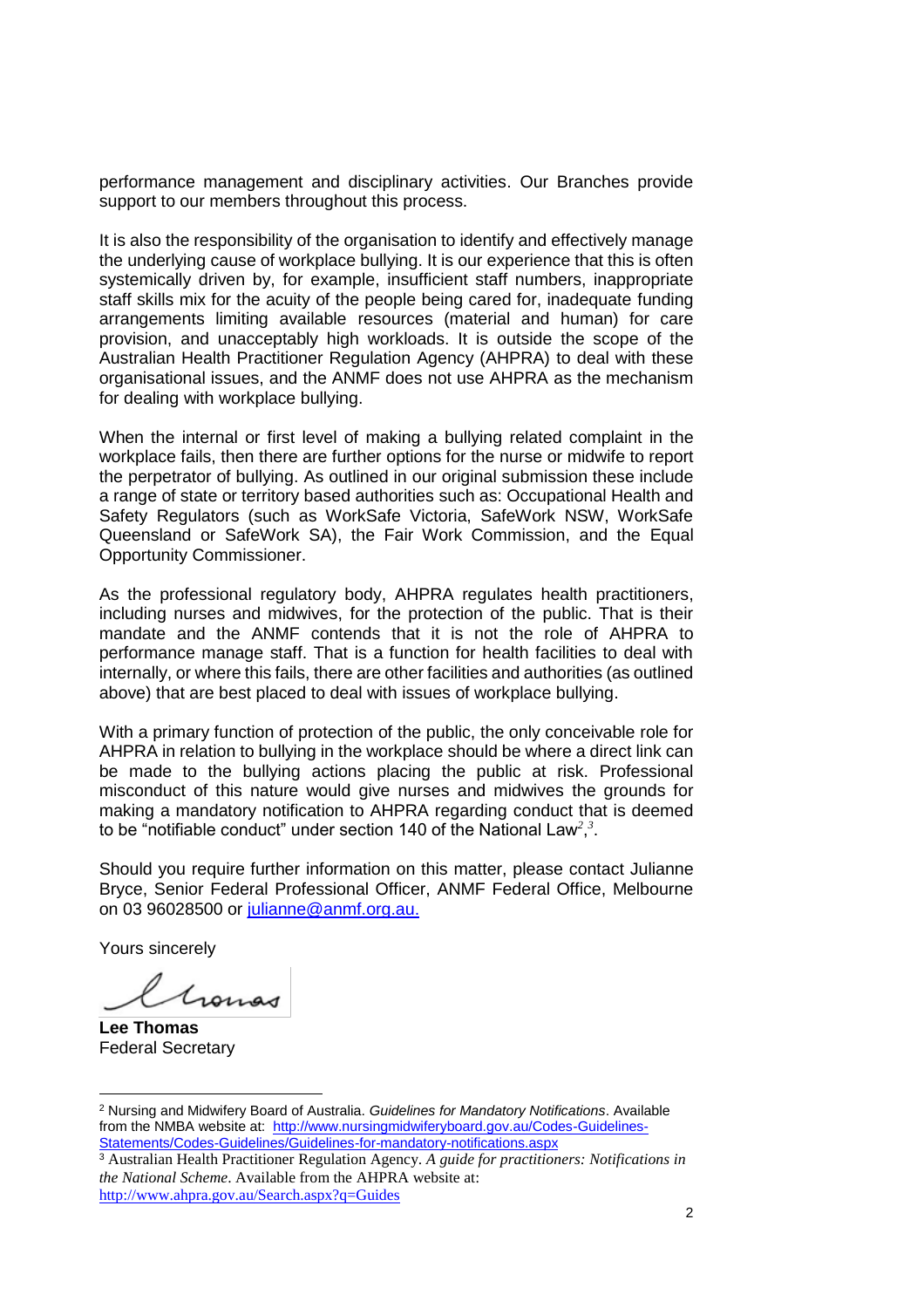performance management and disciplinary activities. Our Branches provide support to our members throughout this process.

It is also the responsibility of the organisation to identify and effectively manage the underlying cause of workplace bullying. It is our experience that this is often systemically driven by, for example, insufficient staff numbers, inappropriate staff skills mix for the acuity of the people being cared for, inadequate funding arrangements limiting available resources (material and human) for care provision, and unacceptably high workloads. It is outside the scope of the Australian Health Practitioner Regulation Agency (AHPRA) to deal with these organisational issues, and the ANMF does not use AHPRA as the mechanism for dealing with workplace bullying.

When the internal or first level of making a bullying related complaint in the workplace fails, then there are further options for the nurse or midwife to report the perpetrator of bullying. As outlined in our original submission these include a range of state or territory based authorities such as: Occupational Health and Safety Regulators (such as WorkSafe Victoria, SafeWork NSW, WorkSafe Queensland or SafeWork SA), the Fair Work Commission, and the Equal Opportunity Commissioner.

As the professional regulatory body, AHPRA regulates health practitioners, including nurses and midwives, for the protection of the public. That is their mandate and the ANMF contends that it is not the role of AHPRA to performance manage staff. That is a function for health facilities to deal with internally, or where this fails, there are other facilities and authorities (as outlined above) that are best placed to deal with issues of workplace bullying.

With a primary function of protection of the public, the only conceivable role for AHPRA in relation to bullying in the workplace should be where a direct link can be made to the bullying actions placing the public at risk. Professional misconduct of this nature would give nurses and midwives the grounds for making a mandatory notification to AHPRA regarding conduct that is deemed to be "notifiable conduct" under section 140 of the National Law[2],[3].

Should you require further information on this matter, please contact Julianne Bryce, Senior Federal Professional Officer, ANMF Federal Office, Melbourne on 03 96028500 or julianne@anmf.org.au.

Yours sincerely

**Lee Thomas**
Federal Secretary

---

[2] Nursing and Midwifery Board of Australia. *Guidelines for Mandatory Notifications*. Available from the NMBA website at: http://www.nursingmidwiferyboard.gov.au/Codes-Guidelines-Statements/Codes-Guidelines/Guidelines-for-mandatory-notifications.aspx

[3] Australian Health Practitioner Regulation Agency. *A guide for practitioners: Notifications in the National Scheme*. Available from the AHPRA website at: http://www.ahpra.gov.au/Search.aspx?q=Guides